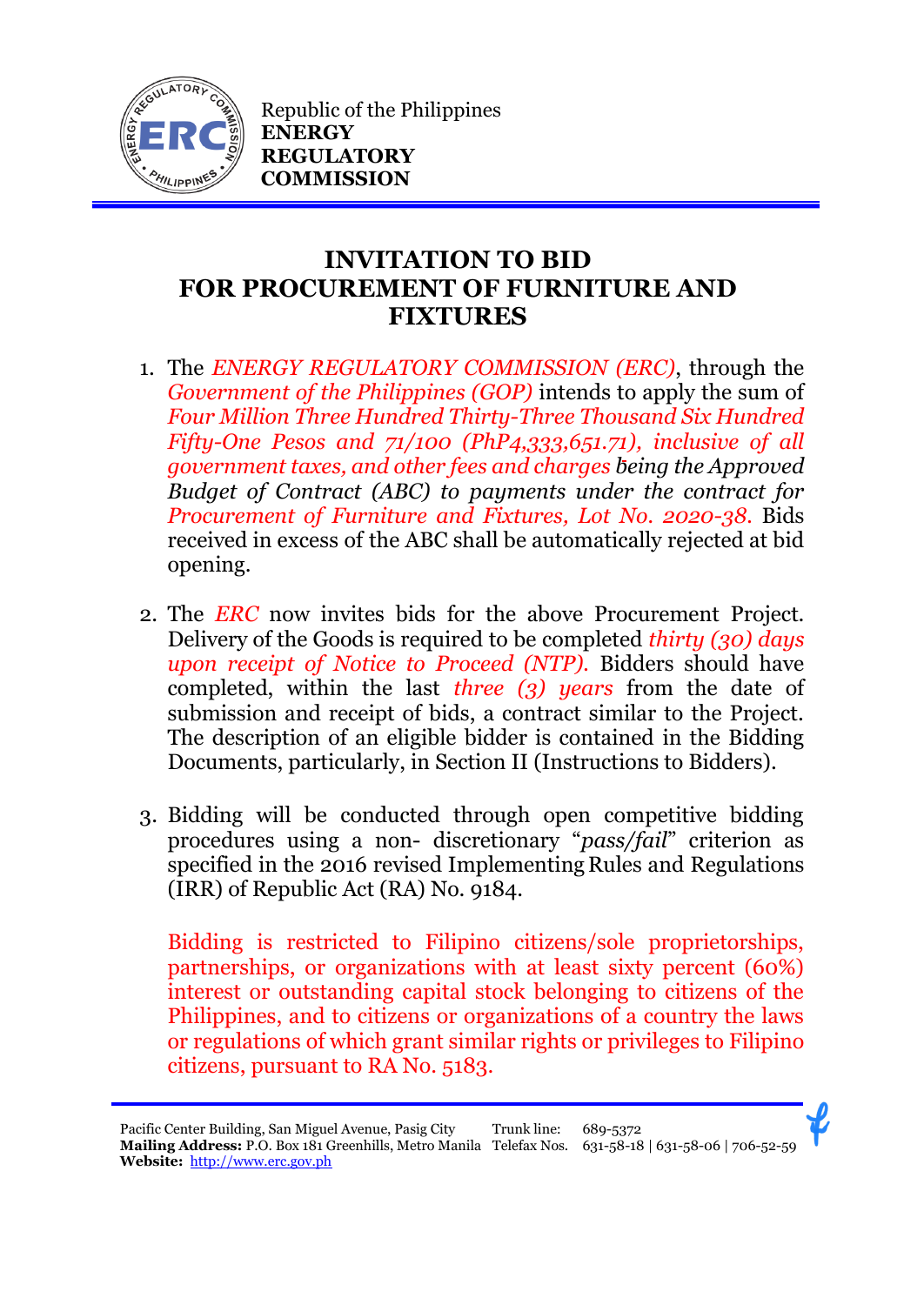Republic of the Philippines
**ENERGY REGULATORY COMMISSION**

# INVITATION TO BID FOR PROCUREMENT OF FURNITURE AND FIXTURES

1. The *ENERGY REGULATORY COMMISSION (ERC)*, through the *Government of the Philippines (GOP)* intends to apply the sum of *Four Million Three Hundred Thirty-Three Thousand Six Hundred Fifty-One Pesos and 71/100 (PhP4,333,651.71), inclusive of all government taxes, and other fees and charges being the Approved Budget of Contract (ABC) to payments under the contract for Procurement of Furniture and Fixtures, Lot No. 2020-38.* Bids received in excess of the ABC shall be automatically rejected at bid opening.

2. The *ERC* now invites bids for the above Procurement Project. Delivery of the Goods is required to be completed *thirty (30) days upon receipt of Notice to Proceed (NTP).* Bidders should have completed, within the last *three (3) years* from the date of submission and receipt of bids, a contract similar to the Project. The description of an eligible bidder is contained in the Bidding Documents, particularly, in Section II (Instructions to Bidders).

3. Bidding will be conducted through open competitive bidding procedures using a non- discretionary "*pass/fail*" criterion as specified in the 2016 revised Implementing Rules and Regulations (IRR) of Republic Act (RA) No. 9184.

   Bidding is restricted to Filipino citizens/sole proprietorships, partnerships, or organizations with at least sixty percent (60%) interest or outstanding capital stock belonging to citizens of the Philippines, and to citizens or organizations of a country the laws or regulations of which grant similar rights or privileges to Filipino citizens, pursuant to RA No. 5183.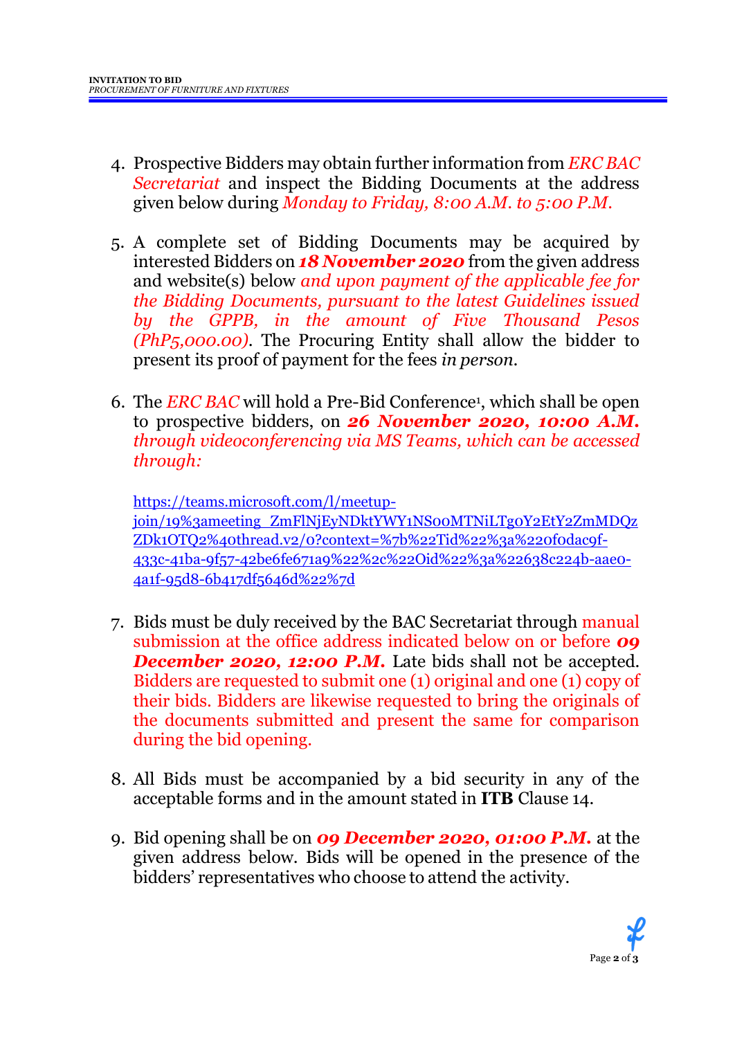4. Prospective Bidders may obtain further information from *ERC BAC Secretariat* and inspect the Bidding Documents at the address given below during *Monday to Friday, 8:00 A.M. to 5:00 P.M.*

5. A complete set of Bidding Documents may be acquired by interested Bidders on ***18 November 2020*** from the given address and website(s) below *and upon payment of the applicable fee for the Bidding Documents, pursuant to the latest Guidelines issued by the GPPB, in the amount of Five Thousand Pesos (PhP5,000.00)*. The Procuring Entity shall allow the bidder to present its proof of payment for the fees *in person*.

6. The *ERC BAC* will hold a Pre-Bid Conference[1], which shall be open to prospective bidders, on ***26 November 2020, 10:00 A.M.*** *through videoconferencing via MS Teams, which can be accessed through:*

   https://teams.microsoft.com/l/meetup-join/19%3ameeting_ZmFlNjEyNDktYWY1NS00MTNiLTg0Y2EtY2ZmMDQzZDk1OTQ2%40thread.v2/0?context=%7b%22Tid%22%3a%220f0dac9f-433c-41ba-9f57-42be6fe671a9%22%2c%22Oid%22%3a%22638c224b-aae0-4a1f-95d8-6b417df5646d%22%7d

7. Bids must be duly received by the BAC Secretariat through manual submission at the office address indicated below on or before ***09 December 2020, 12:00 P.M.*** Late bids shall not be accepted. Bidders are requested to submit one (1) original and one (1) copy of their bids. Bidders are likewise requested to bring the originals of the documents submitted and present the same for comparison during the bid opening.

8. All Bids must be accompanied by a bid security in any of the acceptable forms and in the amount stated in **ITB** Clause 14.

9. Bid opening shall be on ***09 December 2020, 01:00 P.M.*** at the given address below. Bids will be opened in the presence of the bidders' representatives who choose to attend the activity.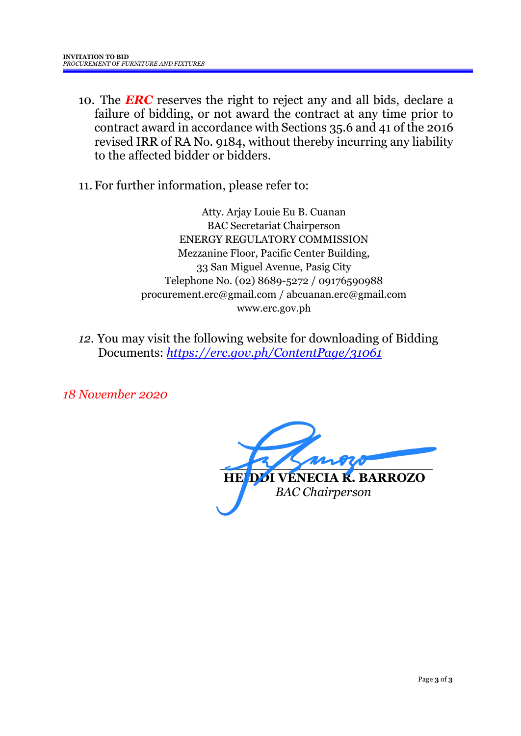10. The ***ERC*** reserves the right to reject any and all bids, declare a failure of bidding, or not award the contract at any time prior to contract award in accordance with Sections 35.6 and 41 of the 2016 revised IRR of RA No. 9184, without thereby incurring any liability to the affected bidder or bidders.

11. For further information, please refer to:

Atty. Arjay Louie Eu B. Cuanan
BAC Secretariat Chairperson
ENERGY REGULATORY COMMISSION
Mezzanine Floor, Pacific Center Building,
33 San Miguel Avenue, Pasig City
Telephone No. (02) 8689-5272 / 09176590988
procurement.erc@gmail.com / abcuanan.erc@gmail.com
www.erc.gov.ph

12. You may visit the following website for downloading of Bidding Documents: *https://erc.gov.ph/ContentPage/31061*

*18 November 2020*

**HEIDDI VENECIA R. BARROZO**
*BAC Chairperson*